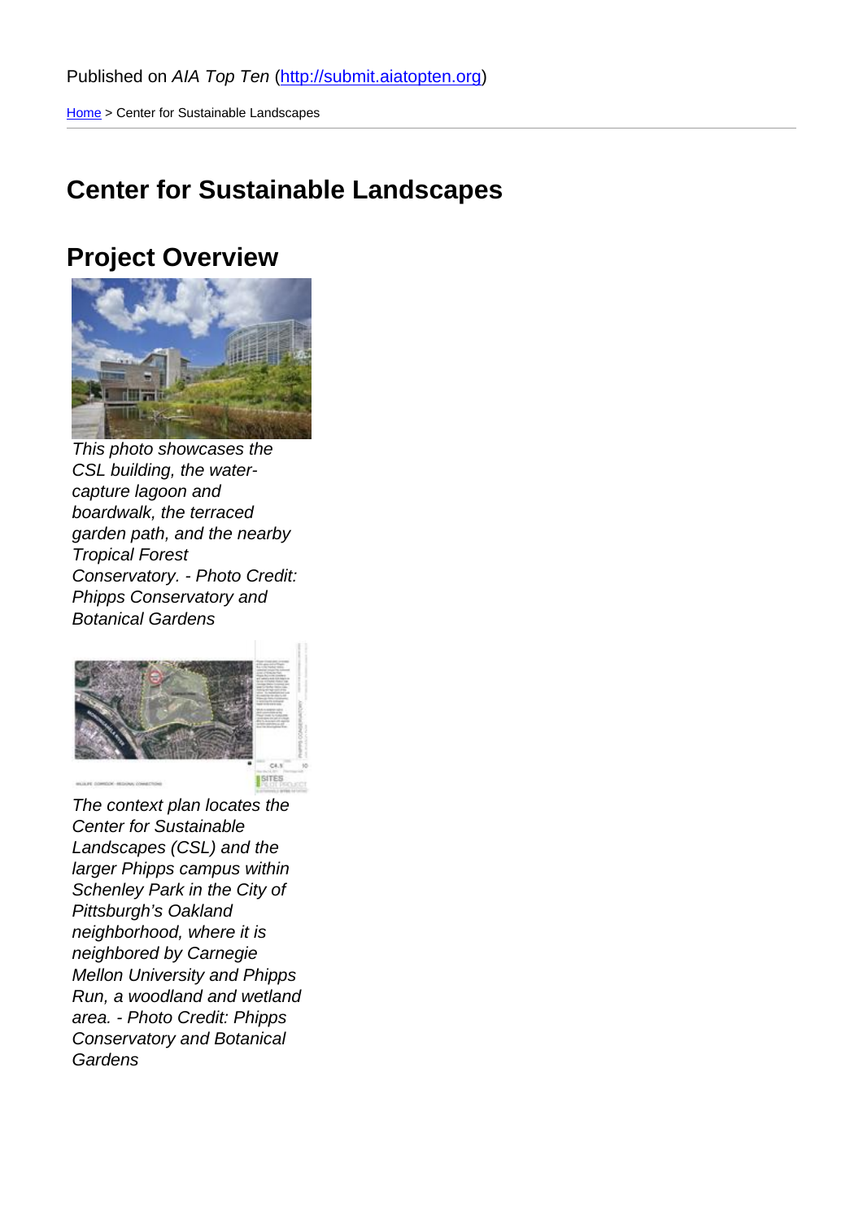Published on *AIA Top Ten* (http://submit.aiatopten.org)

Home > Center for Sustainable Landscapes

# Center for Sustainable Landscapes

## Project Overview

*This photo showcases the CSL building, the water-capture lagoon and boardwalk, the terraced garden path, and the nearby Tropical Forest Conservatory. - Photo Credit: Phipps Conservatory and Botanical Gardens*

*The context plan locates the Center for Sustainable Landscapes (CSL) and the larger Phipps campus within Schenley Park in the City of Pittsburgh's Oakland neighborhood, where it is neighbored by Carnegie Mellon University and Phipps Run, a woodland and wetland area. - Photo Credit: Phipps Conservatory and Botanical Gardens*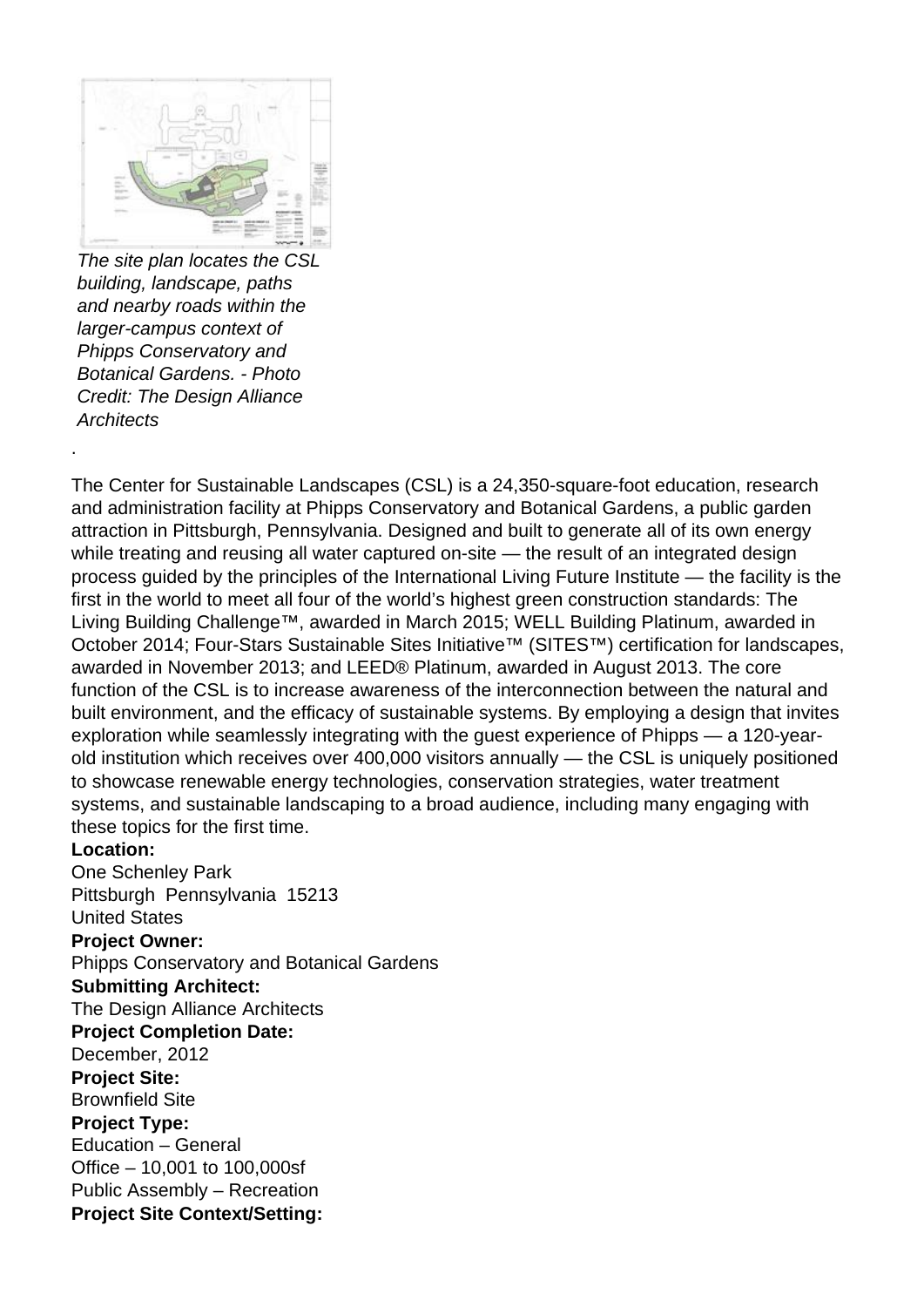*The site plan locates the CSL building, landscape, paths and nearby roads within the larger-campus context of Phipps Conservatory and Botanical Gardens. - Photo Credit: The Design Alliance Architects*

.

The Center for Sustainable Landscapes (CSL) is a 24,350-square-foot education, research and administration facility at Phipps Conservatory and Botanical Gardens, a public garden attraction in Pittsburgh, Pennsylvania. Designed and built to generate all of its own energy while treating and reusing all water captured on-site — the result of an integrated design process guided by the principles of the International Living Future Institute — the facility is the first in the world to meet all four of the world's highest green construction standards: The Living Building Challenge™, awarded in March 2015; WELL Building Platinum, awarded in October 2014; Four-Stars Sustainable Sites Initiative™ (SITES™) certification for landscapes, awarded in November 2013; and LEED® Platinum, awarded in August 2013. The core function of the CSL is to increase awareness of the interconnection between the natural and built environment, and the efficacy of sustainable systems. By employing a design that invites exploration while seamlessly integrating with the guest experience of Phipps — a 120-year-old institution which receives over 400,000 visitors annually — the CSL is uniquely positioned to showcase renewable energy technologies, conservation strategies, water treatment systems, and sustainable landscaping to a broad audience, including many engaging with these topics for the first time.

**Location:**
One Schenley Park
Pittsburgh Pennsylvania 15213
United States

**Project Owner:**
Phipps Conservatory and Botanical Gardens

**Submitting Architect:**
The Design Alliance Architects

**Project Completion Date:**
December, 2012

**Project Site:**
Brownfield Site

**Project Type:**
Education – General
Office – 10,001 to 100,000sf
Public Assembly – Recreation

**Project Site Context/Setting:**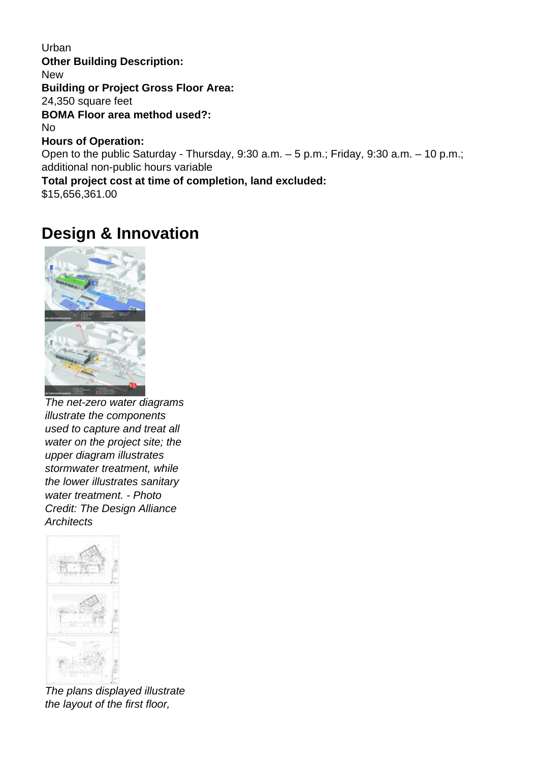Urban

**Other Building Description:**

New

**Building or Project Gross Floor Area:**

24,350 square feet

**BOMA Floor area method used?:**

No

**Hours of Operation:**

Open to the public Saturday - Thursday, 9:30 a.m. – 5 p.m.; Friday, 9:30 a.m. – 10 p.m.; additional non-public hours variable

**Total project cost at time of completion, land excluded:**

$15,656,361.00

## Design & Innovation

*The net-zero water diagrams illustrate the components used to capture and treat all water on the project site; the upper diagram illustrates stormwater treatment, while the lower illustrates sanitary water treatment. - Photo Credit: The Design Alliance Architects*

*The plans displayed illustrate the layout of the first floor,*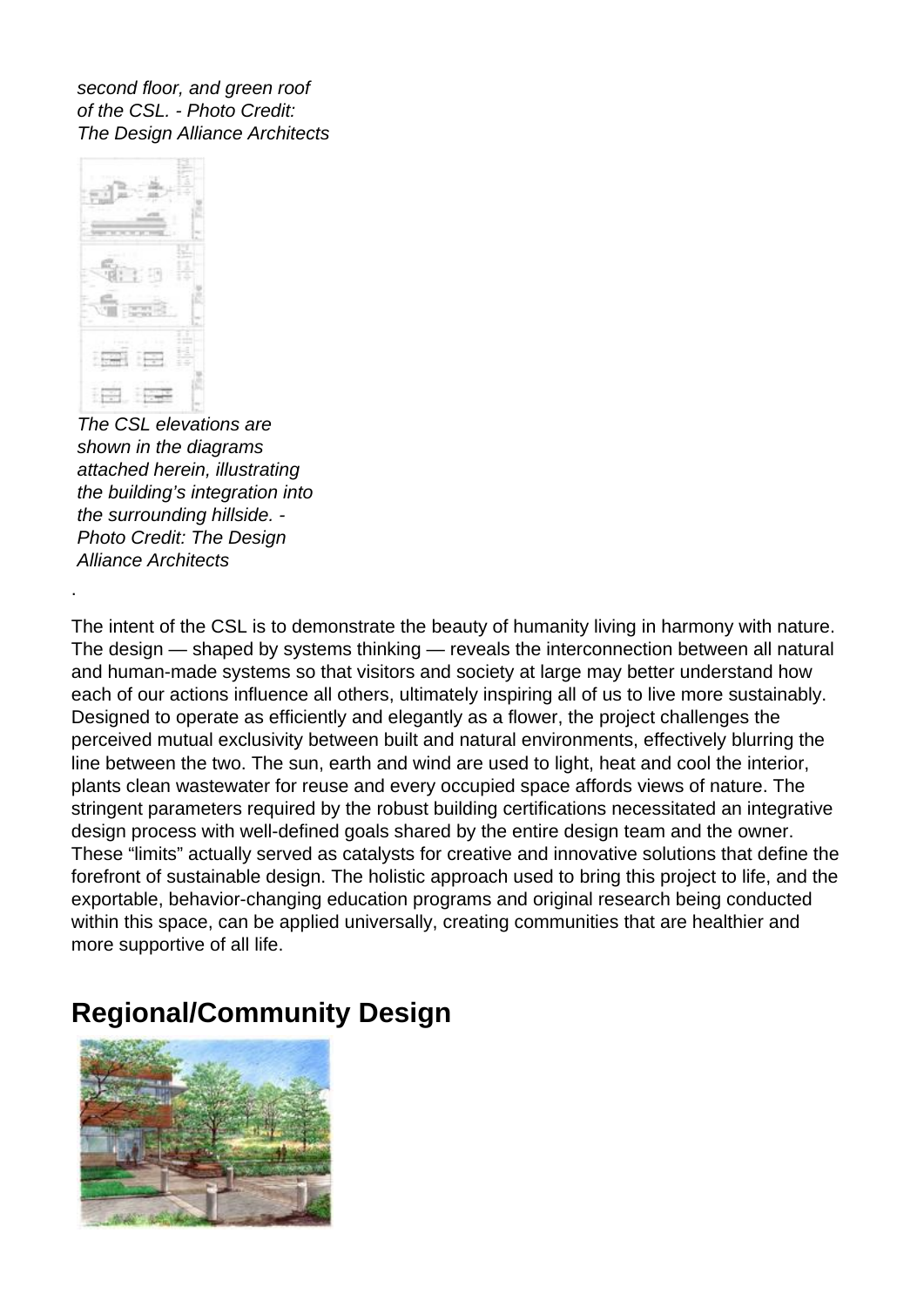*second floor, and green roof of the CSL. - Photo Credit: The Design Alliance Architects*

*The CSL elevations are shown in the diagrams attached herein, illustrating the building's integration into the surrounding hillside. - Photo Credit: The Design Alliance Architects*

.

The intent of the CSL is to demonstrate the beauty of humanity living in harmony with nature. The design — shaped by systems thinking — reveals the interconnection between all natural and human-made systems so that visitors and society at large may better understand how each of our actions influence all others, ultimately inspiring all of us to live more sustainably. Designed to operate as efficiently and elegantly as a flower, the project challenges the perceived mutual exclusivity between built and natural environments, effectively blurring the line between the two. The sun, earth and wind are used to light, heat and cool the interior, plants clean wastewater for reuse and every occupied space affords views of nature. The stringent parameters required by the robust building certifications necessitated an integrative design process with well-defined goals shared by the entire design team and the owner. These "limits" actually served as catalysts for creative and innovative solutions that define the forefront of sustainable design. The holistic approach used to bring this project to life, and the exportable, behavior-changing education programs and original research being conducted within this space, can be applied universally, creating communities that are healthier and more supportive of all life.

## Regional/Community Design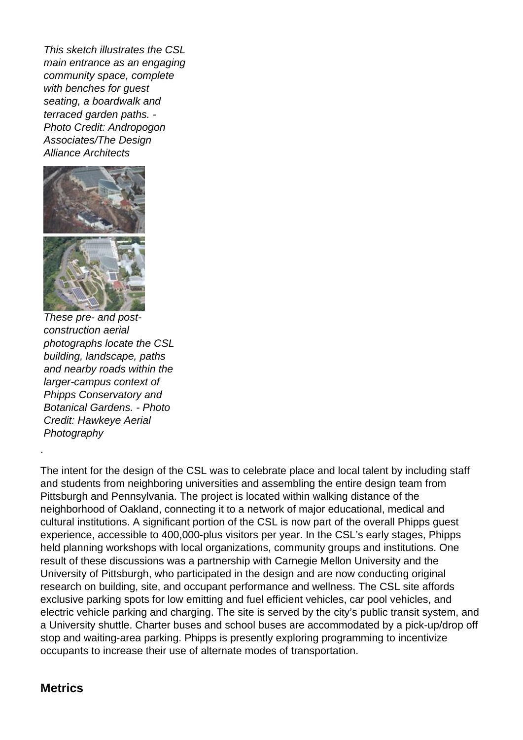*This sketch illustrates the CSL main entrance as an engaging community space, complete with benches for guest seating, a boardwalk and terraced garden paths. - Photo Credit: Andropogon Associates/The Design Alliance Architects*

*These pre- and post-construction aerial photographs locate the CSL building, landscape, paths and nearby roads within the larger-campus context of Phipps Conservatory and Botanical Gardens. - Photo Credit: Hawkeye Aerial Photography*

.

The intent for the design of the CSL was to celebrate place and local talent by including staff and students from neighboring universities and assembling the entire design team from Pittsburgh and Pennsylvania. The project is located within walking distance of the neighborhood of Oakland, connecting it to a network of major educational, medical and cultural institutions. A significant portion of the CSL is now part of the overall Phipps guest experience, accessible to 400,000-plus visitors per year. In the CSL's early stages, Phipps held planning workshops with local organizations, community groups and institutions. One result of these discussions was a partnership with Carnegie Mellon University and the University of Pittsburgh, who participated in the design and are now conducting original research on building, site, and occupant performance and wellness. The CSL site affords exclusive parking spots for low emitting and fuel efficient vehicles, car pool vehicles, and electric vehicle parking and charging. The site is served by the city's public transit system, and a University shuttle. Charter buses and school buses are accommodated by a pick-up/drop off stop and waiting-area parking. Phipps is presently exploring programming to incentivize occupants to increase their use of alternate modes of transportation.

## Metrics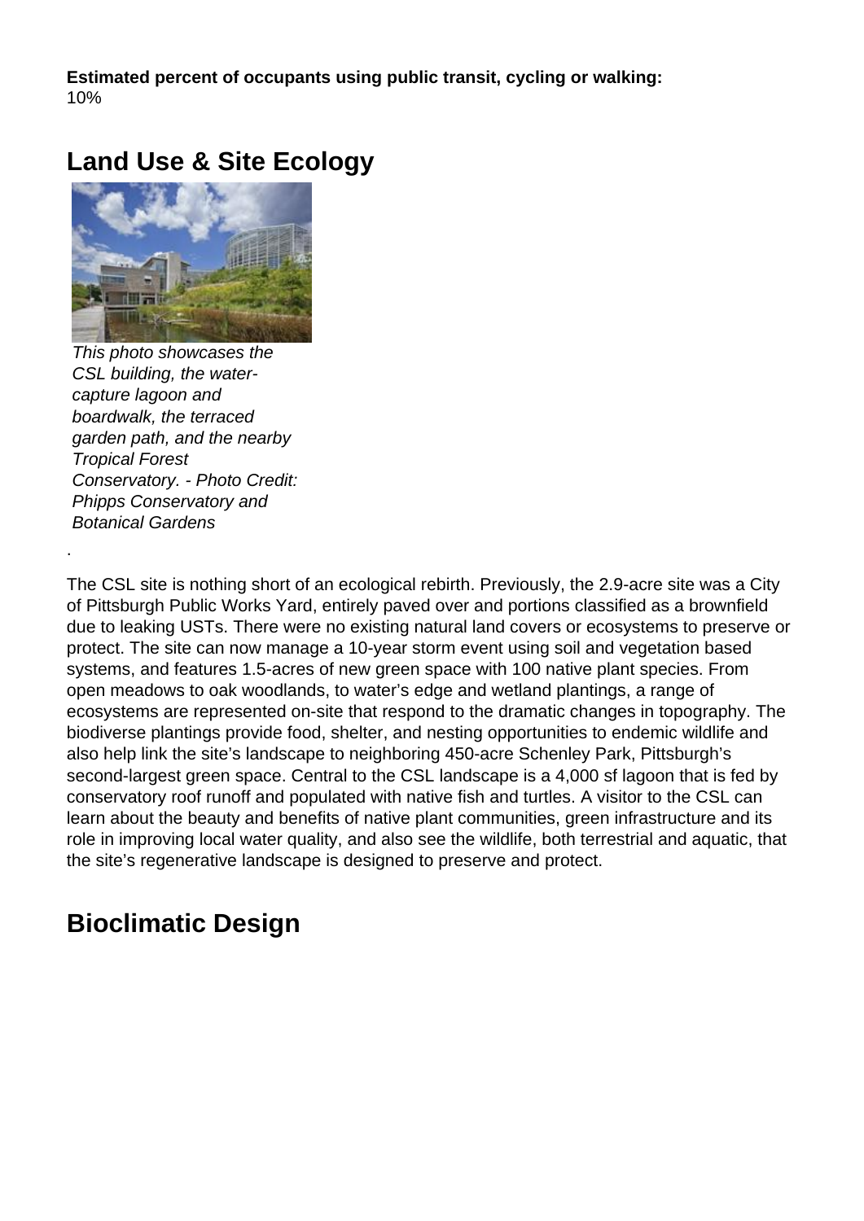**Estimated percent of occupants using public transit, cycling or walking:**
10%

## Land Use & Site Ecology

*This photo showcases the CSL building, the water-capture lagoon and boardwalk, the terraced garden path, and the nearby Tropical Forest Conservatory. - Photo Credit: Phipps Conservatory and Botanical Gardens*

.

The CSL site is nothing short of an ecological rebirth. Previously, the 2.9-acre site was a City of Pittsburgh Public Works Yard, entirely paved over and portions classified as a brownfield due to leaking USTs. There were no existing natural land covers or ecosystems to preserve or protect. The site can now manage a 10-year storm event using soil and vegetation based systems, and features 1.5-acres of new green space with 100 native plant species. From open meadows to oak woodlands, to water's edge and wetland plantings, a range of ecosystems are represented on-site that respond to the dramatic changes in topography. The biodiverse plantings provide food, shelter, and nesting opportunities to endemic wildlife and also help link the site's landscape to neighboring 450-acre Schenley Park, Pittsburgh's second-largest green space. Central to the CSL landscape is a 4,000 sf lagoon that is fed by conservatory roof runoff and populated with native fish and turtles. A visitor to the CSL can learn about the beauty and benefits of native plant communities, green infrastructure and its role in improving local water quality, and also see the wildlife, both terrestrial and aquatic, that the site's regenerative landscape is designed to preserve and protect.

## Bioclimatic Design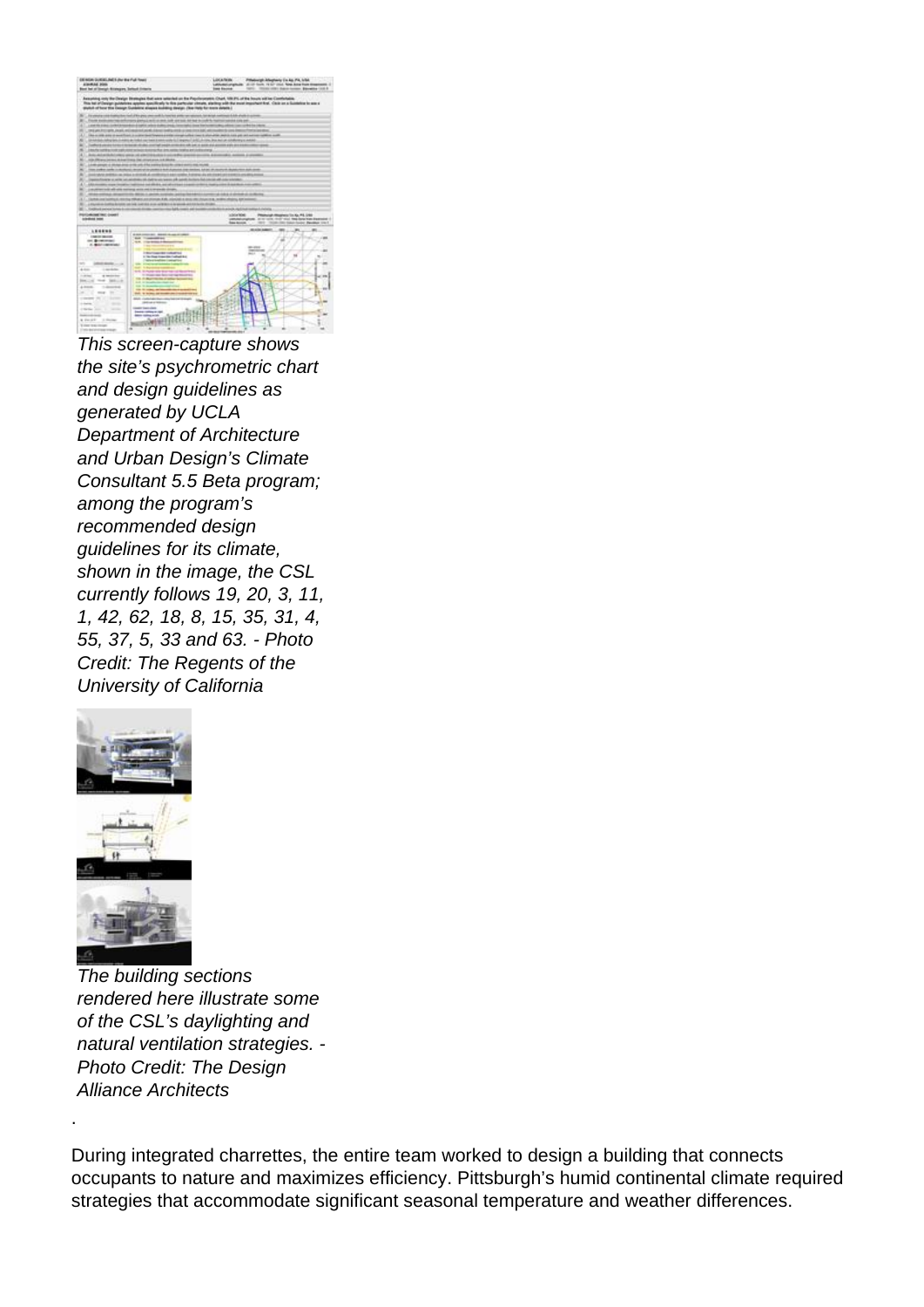*This screen-capture shows the site's psychrometric chart and design guidelines as generated by UCLA Department of Architecture and Urban Design's Climate Consultant 5.5 Beta program; among the program's recommended design guidelines for its climate, shown in the image, the CSL currently follows 19, 20, 3, 11, 1, 42, 62, 18, 8, 15, 35, 31, 4, 55, 37, 5, 33 and 63. - Photo Credit: The Regents of the University of California*

*The building sections rendered here illustrate some of the CSL's daylighting and natural ventilation strategies. - Photo Credit: The Design Alliance Architects*

.

During integrated charrettes, the entire team worked to design a building that connects occupants to nature and maximizes efficiency. Pittsburgh's humid continental climate required strategies that accommodate significant seasonal temperature and weather differences.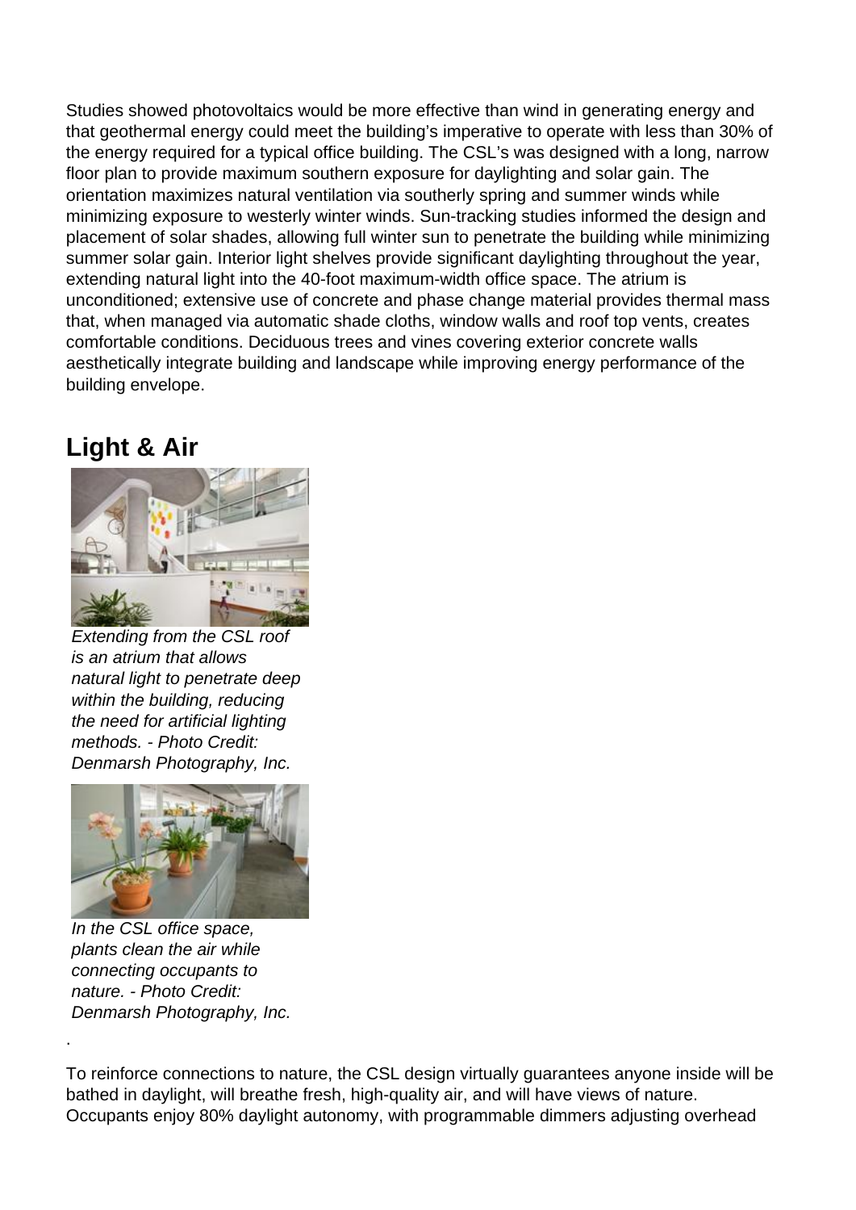Studies showed photovoltaics would be more effective than wind in generating energy and that geothermal energy could meet the building's imperative to operate with less than 30% of the energy required for a typical office building. The CSL's was designed with a long, narrow floor plan to provide maximum southern exposure for daylighting and solar gain. The orientation maximizes natural ventilation via southerly spring and summer winds while minimizing exposure to westerly winter winds. Sun-tracking studies informed the design and placement of solar shades, allowing full winter sun to penetrate the building while minimizing summer solar gain. Interior light shelves provide significant daylighting throughout the year, extending natural light into the 40-foot maximum-width office space. The atrium is unconditioned; extensive use of concrete and phase change material provides thermal mass that, when managed via automatic shade cloths, window walls and roof top vents, creates comfortable conditions. Deciduous trees and vines covering exterior concrete walls aesthetically integrate building and landscape while improving energy performance of the building envelope.

## Light & Air

*Extending from the CSL roof is an atrium that allows natural light to penetrate deep within the building, reducing the need for artificial lighting methods. - Photo Credit: Denmarsh Photography, Inc.*

*In the CSL office space, plants clean the air while connecting occupants to nature. - Photo Credit: Denmarsh Photography, Inc.*

.

To reinforce connections to nature, the CSL design virtually guarantees anyone inside will be bathed in daylight, will breathe fresh, high-quality air, and will have views of nature. Occupants enjoy 80% daylight autonomy, with programmable dimmers adjusting overhead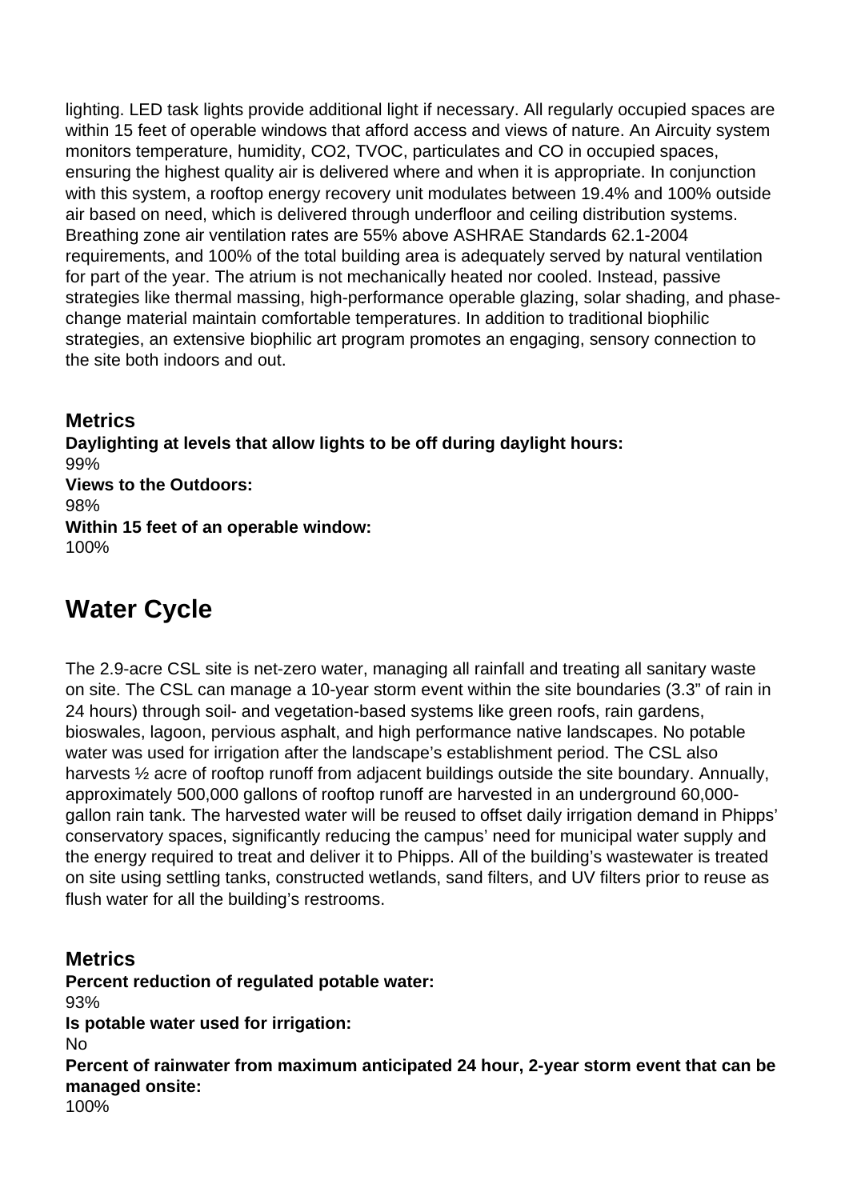lighting. LED task lights provide additional light if necessary. All regularly occupied spaces are within 15 feet of operable windows that afford access and views of nature. An Aircuity system monitors temperature, humidity, CO2, TVOC, particulates and CO in occupied spaces, ensuring the highest quality air is delivered where and when it is appropriate. In conjunction with this system, a rooftop energy recovery unit modulates between 19.4% and 100% outside air based on need, which is delivered through underfloor and ceiling distribution systems. Breathing zone air ventilation rates are 55% above ASHRAE Standards 62.1-2004 requirements, and 100% of the total building area is adequately served by natural ventilation for part of the year. The atrium is not mechanically heated nor cooled. Instead, passive strategies like thermal massing, high-performance operable glazing, solar shading, and phase-change material maintain comfortable temperatures. In addition to traditional biophilic strategies, an extensive biophilic art program promotes an engaging, sensory connection to the site both indoors and out.

### Metrics

**Daylighting at levels that allow lights to be off during daylight hours:**
99%
**Views to the Outdoors:**
98%
**Within 15 feet of an operable window:**
100%

## Water Cycle

The 2.9-acre CSL site is net-zero water, managing all rainfall and treating all sanitary waste on site. The CSL can manage a 10-year storm event within the site boundaries (3.3" of rain in 24 hours) through soil- and vegetation-based systems like green roofs, rain gardens, bioswales, lagoon, pervious asphalt, and high performance native landscapes. No potable water was used for irrigation after the landscape's establishment period. The CSL also harvests ½ acre of rooftop runoff from adjacent buildings outside the site boundary. Annually, approximately 500,000 gallons of rooftop runoff are harvested in an underground 60,000-gallon rain tank. The harvested water will be reused to offset daily irrigation demand in Phipps' conservatory spaces, significantly reducing the campus' need for municipal water supply and the energy required to treat and deliver it to Phipps. All of the building's wastewater is treated on site using settling tanks, constructed wetlands, sand filters, and UV filters prior to reuse as flush water for all the building's restrooms.

### Metrics

**Percent reduction of regulated potable water:**
93%
**Is potable water used for irrigation:**
No
**Percent of rainwater from maximum anticipated 24 hour, 2-year storm event that can be managed onsite:**
100%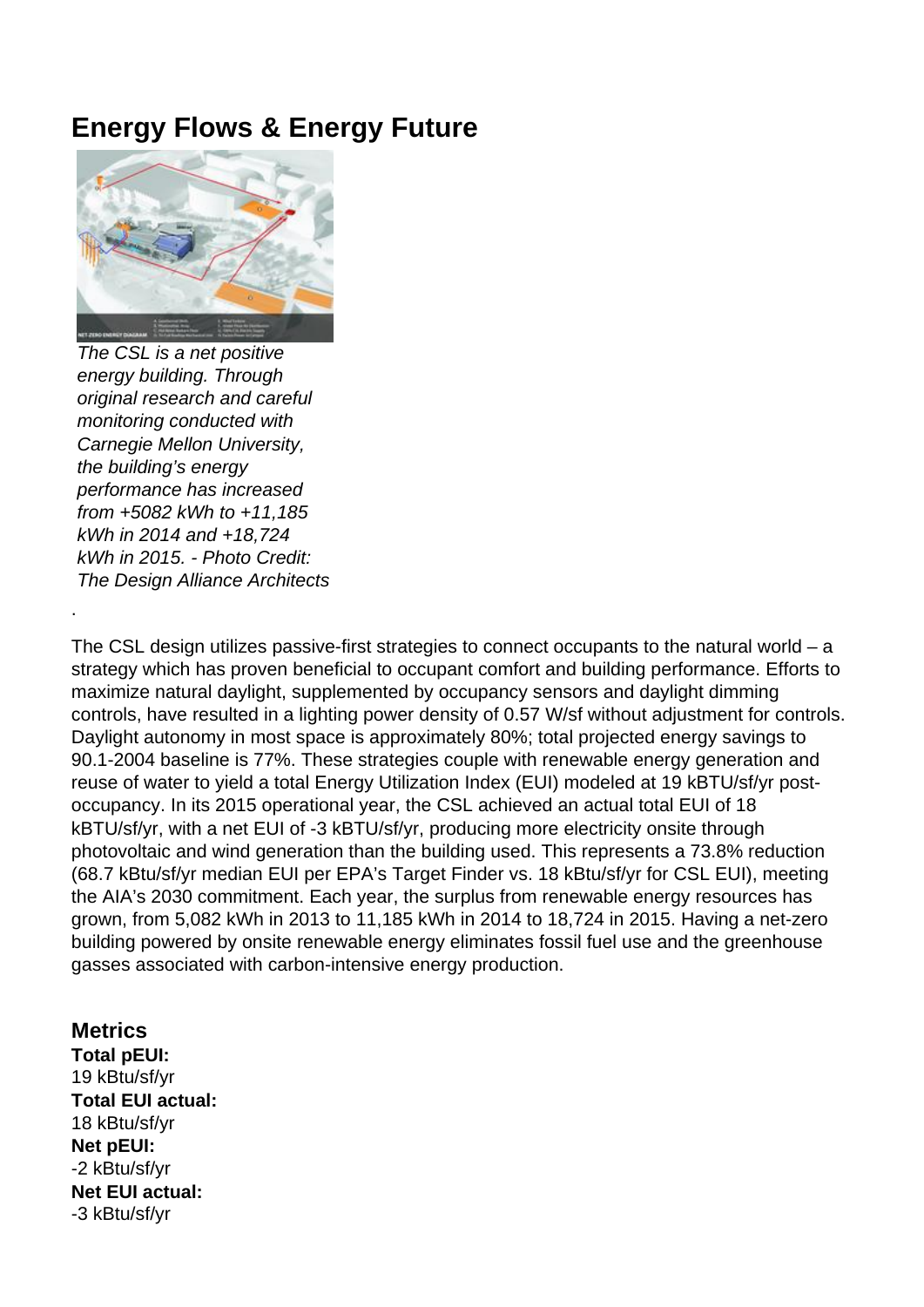## Energy Flows & Energy Future

*The CSL is a net positive energy building. Through original research and careful monitoring conducted with Carnegie Mellon University, the building's energy performance has increased from +5082 kWh to +11,185 kWh in 2014 and +18,724 kWh in 2015. - Photo Credit: The Design Alliance Architects*

.

The CSL design utilizes passive-first strategies to connect occupants to the natural world – a strategy which has proven beneficial to occupant comfort and building performance. Efforts to maximize natural daylight, supplemented by occupancy sensors and daylight dimming controls, have resulted in a lighting power density of 0.57 W/sf without adjustment for controls. Daylight autonomy in most space is approximately 80%; total projected energy savings to 90.1-2004 baseline is 77%. These strategies couple with renewable energy generation and reuse of water to yield a total Energy Utilization Index (EUI) modeled at 19 kBTU/sf/yr post-occupancy. In its 2015 operational year, the CSL achieved an actual total EUI of 18 kBTU/sf/yr, with a net EUI of -3 kBTU/sf/yr, producing more electricity onsite through photovoltaic and wind generation than the building used. This represents a 73.8% reduction (68.7 kBtu/sf/yr median EUI per EPA's Target Finder vs. 18 kBtu/sf/yr for CSL EUI), meeting the AIA's 2030 commitment. Each year, the surplus from renewable energy resources has grown, from 5,082 kWh in 2013 to 11,185 kWh in 2014 to 18,724 in 2015. Having a net-zero building powered by onsite renewable energy eliminates fossil fuel use and the greenhouse gasses associated with carbon-intensive energy production.

### Metrics

**Total pEUI:**
19 kBtu/sf/yr
**Total EUI actual:**
18 kBtu/sf/yr
**Net pEUI:**
-2 kBtu/sf/yr
**Net EUI actual:**
-3 kBtu/sf/yr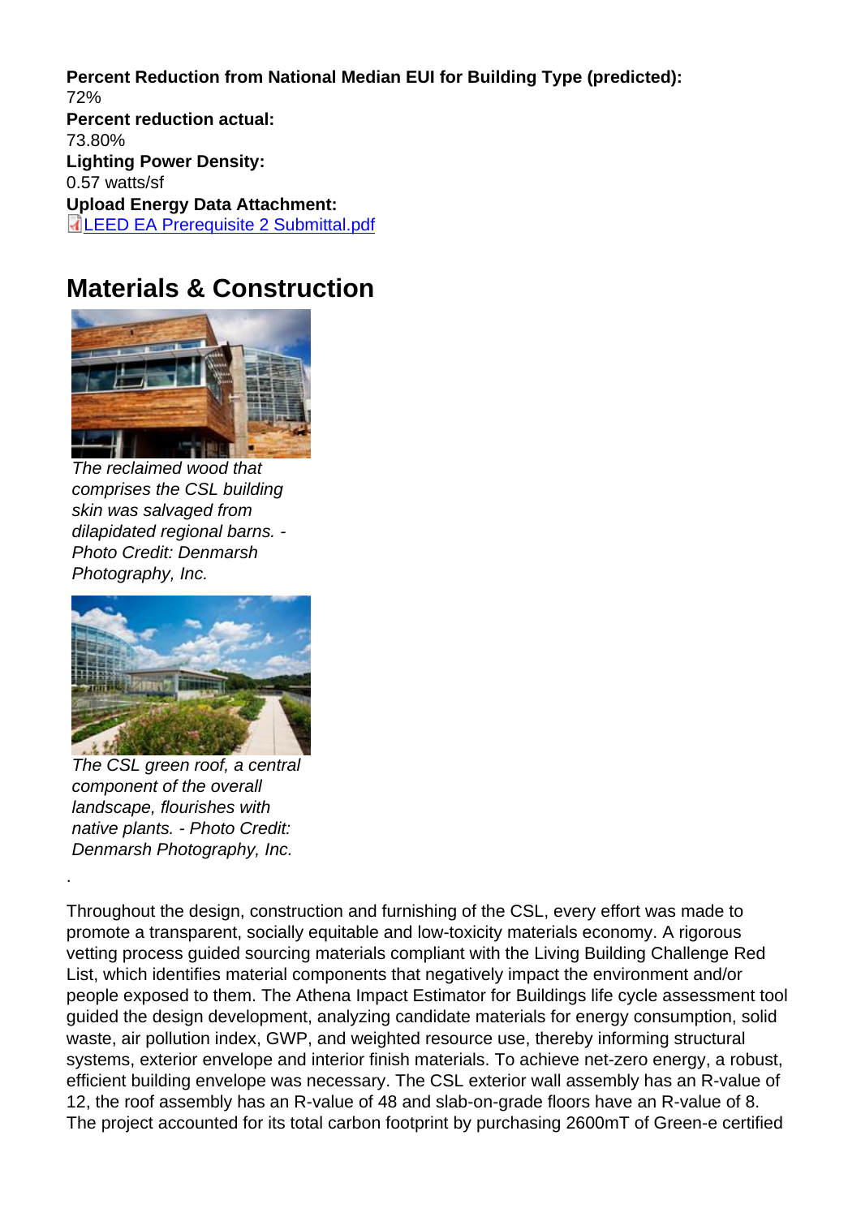**Percent Reduction from National Median EUI for Building Type (predicted):**
72%
**Percent reduction actual:**
73.80%
**Lighting Power Density:**
0.57 watts/sf
**Upload Energy Data Attachment:**
LEED EA Prerequisite 2 Submittal.pdf

## Materials & Construction

*The reclaimed wood that comprises the CSL building skin was salvaged from dilapidated regional barns. - Photo Credit: Denmarsh Photography, Inc.*

*The CSL green roof, a central component of the overall landscape, flourishes with native plants. - Photo Credit: Denmarsh Photography, Inc.*

.

Throughout the design, construction and furnishing of the CSL, every effort was made to promote a transparent, socially equitable and low-toxicity materials economy. A rigorous vetting process guided sourcing materials compliant with the Living Building Challenge Red List, which identifies material components that negatively impact the environment and/or people exposed to them. The Athena Impact Estimator for Buildings life cycle assessment tool guided the design development, analyzing candidate materials for energy consumption, solid waste, air pollution index, GWP, and weighted resource use, thereby informing structural systems, exterior envelope and interior finish materials. To achieve net-zero energy, a robust, efficient building envelope was necessary. The CSL exterior wall assembly has an R-value of 12, the roof assembly has an R-value of 48 and slab-on-grade floors have an R-value of 8. The project accounted for its total carbon footprint by purchasing 2600mT of Green-e certified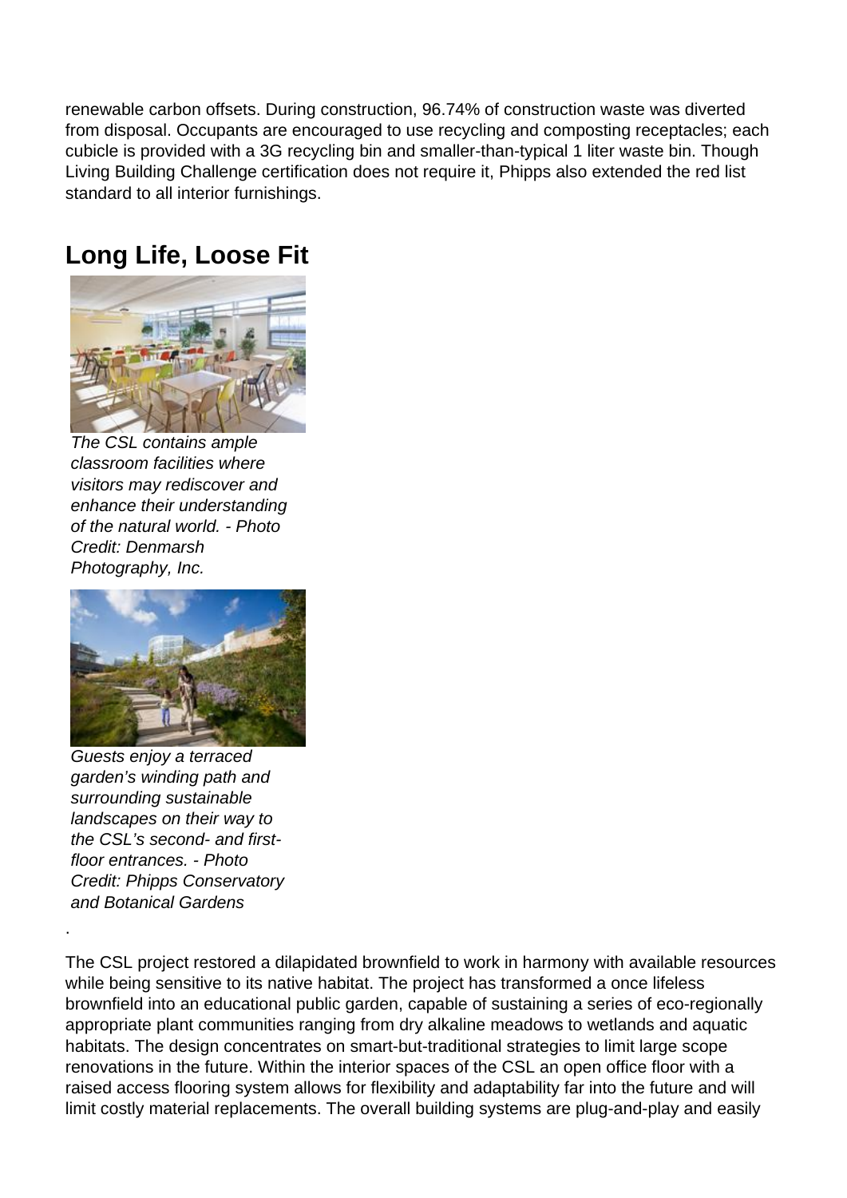renewable carbon offsets. During construction, 96.74% of construction waste was diverted from disposal. Occupants are encouraged to use recycling and composting receptacles; each cubicle is provided with a 3G recycling bin and smaller-than-typical 1 liter waste bin. Though Living Building Challenge certification does not require it, Phipps also extended the red list standard to all interior furnishings.

## Long Life, Loose Fit

*The CSL contains ample classroom facilities where visitors may rediscover and enhance their understanding of the natural world. - Photo Credit: Denmarsh Photography, Inc.*

*Guests enjoy a terraced garden's winding path and surrounding sustainable landscapes on their way to the CSL's second- and first-floor entrances. - Photo Credit: Phipps Conservatory and Botanical Gardens*

.

The CSL project restored a dilapidated brownfield to work in harmony with available resources while being sensitive to its native habitat. The project has transformed a once lifeless brownfield into an educational public garden, capable of sustaining a series of eco-regionally appropriate plant communities ranging from dry alkaline meadows to wetlands and aquatic habitats. The design concentrates on smart-but-traditional strategies to limit large scope renovations in the future. Within the interior spaces of the CSL an open office floor with a raised access flooring system allows for flexibility and adaptability far into the future and will limit costly material replacements. The overall building systems are plug-and-play and easily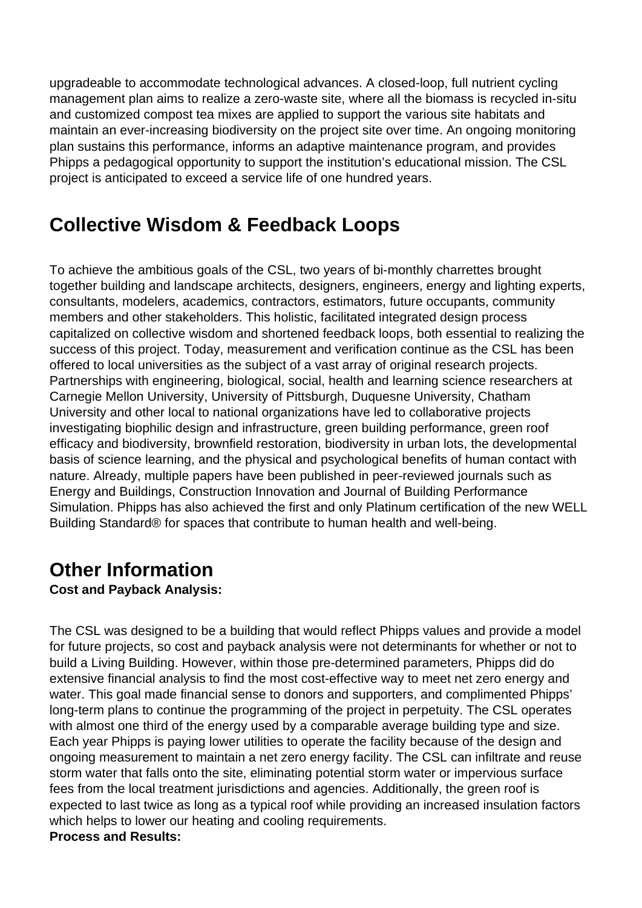upgradeable to accommodate technological advances. A closed-loop, full nutrient cycling management plan aims to realize a zero-waste site, where all the biomass is recycled in-situ and customized compost tea mixes are applied to support the various site habitats and maintain an ever-increasing biodiversity on the project site over time. An ongoing monitoring plan sustains this performance, informs an adaptive maintenance program, and provides Phipps a pedagogical opportunity to support the institution's educational mission. The CSL project is anticipated to exceed a service life of one hundred years.

## Collective Wisdom & Feedback Loops

To achieve the ambitious goals of the CSL, two years of bi-monthly charrettes brought together building and landscape architects, designers, engineers, energy and lighting experts, consultants, modelers, academics, contractors, estimators, future occupants, community members and other stakeholders. This holistic, facilitated integrated design process capitalized on collective wisdom and shortened feedback loops, both essential to realizing the success of this project. Today, measurement and verification continue as the CSL has been offered to local universities as the subject of a vast array of original research projects. Partnerships with engineering, biological, social, health and learning science researchers at Carnegie Mellon University, University of Pittsburgh, Duquesne University, Chatham University and other local to national organizations have led to collaborative projects investigating biophilic design and infrastructure, green building performance, green roof efficacy and biodiversity, brownfield restoration, biodiversity in urban lots, the developmental basis of science learning, and the physical and psychological benefits of human contact with nature. Already, multiple papers have been published in peer-reviewed journals such as Energy and Buildings, Construction Innovation and Journal of Building Performance Simulation. Phipps has also achieved the first and only Platinum certification of the new WELL Building Standard® for spaces that contribute to human health and well-being.

## Other Information

**Cost and Payback Analysis:**

The CSL was designed to be a building that would reflect Phipps values and provide a model for future projects, so cost and payback analysis were not determinants for whether or not to build a Living Building. However, within those pre-determined parameters, Phipps did do extensive financial analysis to find the most cost-effective way to meet net zero energy and water. This goal made financial sense to donors and supporters, and complimented Phipps' long-term plans to continue the programming of the project in perpetuity. The CSL operates with almost one third of the energy used by a comparable average building type and size. Each year Phipps is paying lower utilities to operate the facility because of the design and ongoing measurement to maintain a net zero energy facility. The CSL can infiltrate and reuse storm water that falls onto the site, eliminating potential storm water or impervious surface fees from the local treatment jurisdictions and agencies. Additionally, the green roof is expected to last twice as long as a typical roof while providing an increased insulation factors which helps to lower our heating and cooling requirements.

**Process and Results:**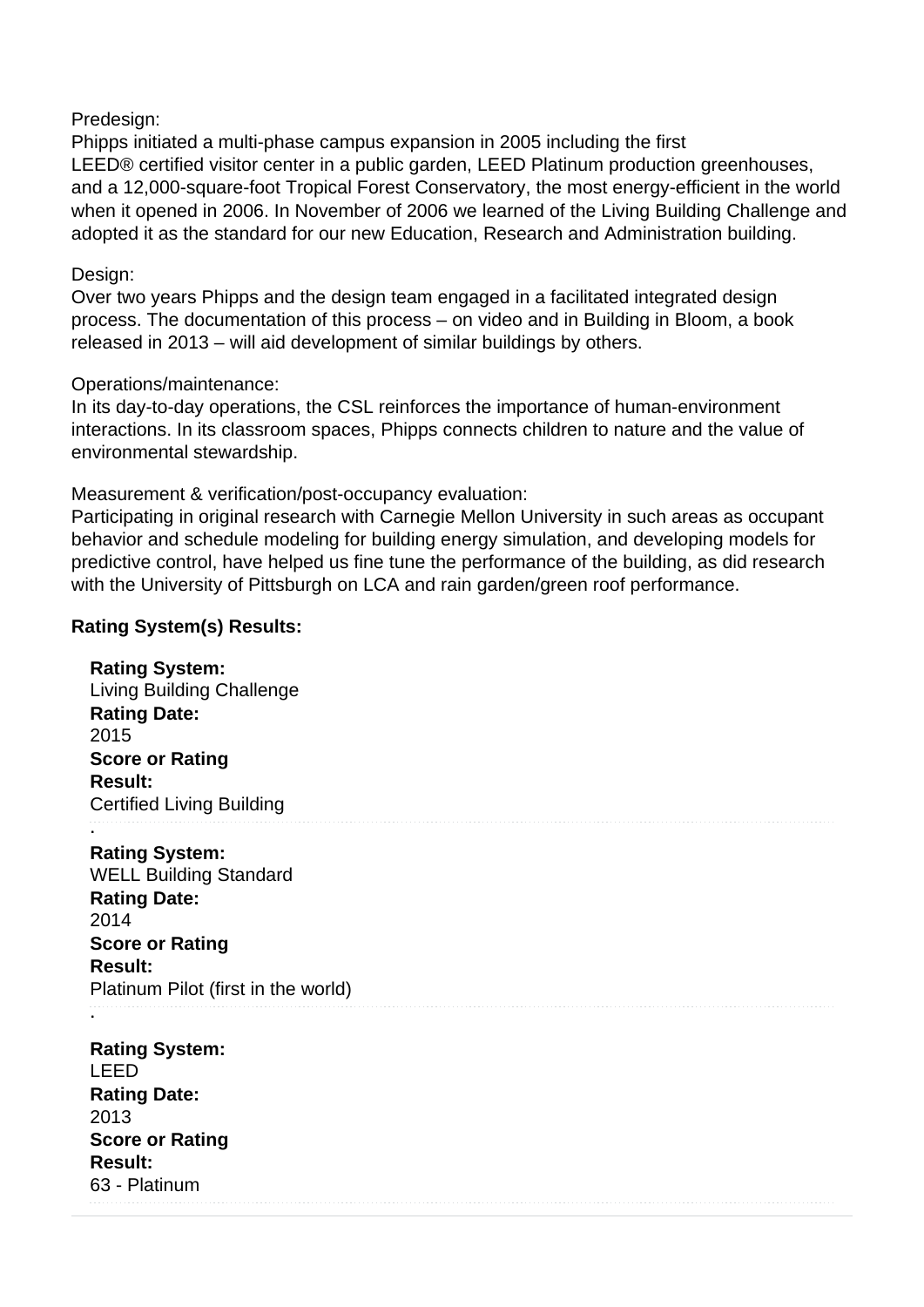Predesign:
Phipps initiated a multi-phase campus expansion in 2005 including the first LEED® certified visitor center in a public garden, LEED Platinum production greenhouses, and a 12,000-square-foot Tropical Forest Conservatory, the most energy-efficient in the world when it opened in 2006. In November of 2006 we learned of the Living Building Challenge and adopted it as the standard for our new Education, Research and Administration building.

Design:
Over two years Phipps and the design team engaged in a facilitated integrated design process. The documentation of this process – on video and in Building in Bloom, a book released in 2013 – will aid development of similar buildings by others.

Operations/maintenance:
In its day-to-day operations, the CSL reinforces the importance of human-environment interactions. In its classroom spaces, Phipps connects children to nature and the value of environmental stewardship.

Measurement & verification/post-occupancy evaluation:
Participating in original research with Carnegie Mellon University in such areas as occupant behavior and schedule modeling for building energy simulation, and developing models for predictive control, have helped us fine tune the performance of the building, as did research with the University of Pittsburgh on LCA and rain garden/green roof performance.

**Rating System(s) Results:**

**Rating System:**
Living Building Challenge
**Rating Date:**
2015
**Score or Rating Result:**
Certified Living Building

.

**Rating System:**
WELL Building Standard
**Rating Date:**
2014
**Score or Rating Result:**
Platinum Pilot (first in the world)

.

**Rating System:**
LEED
**Rating Date:**
2013
**Score or Rating Result:**
63 - Platinum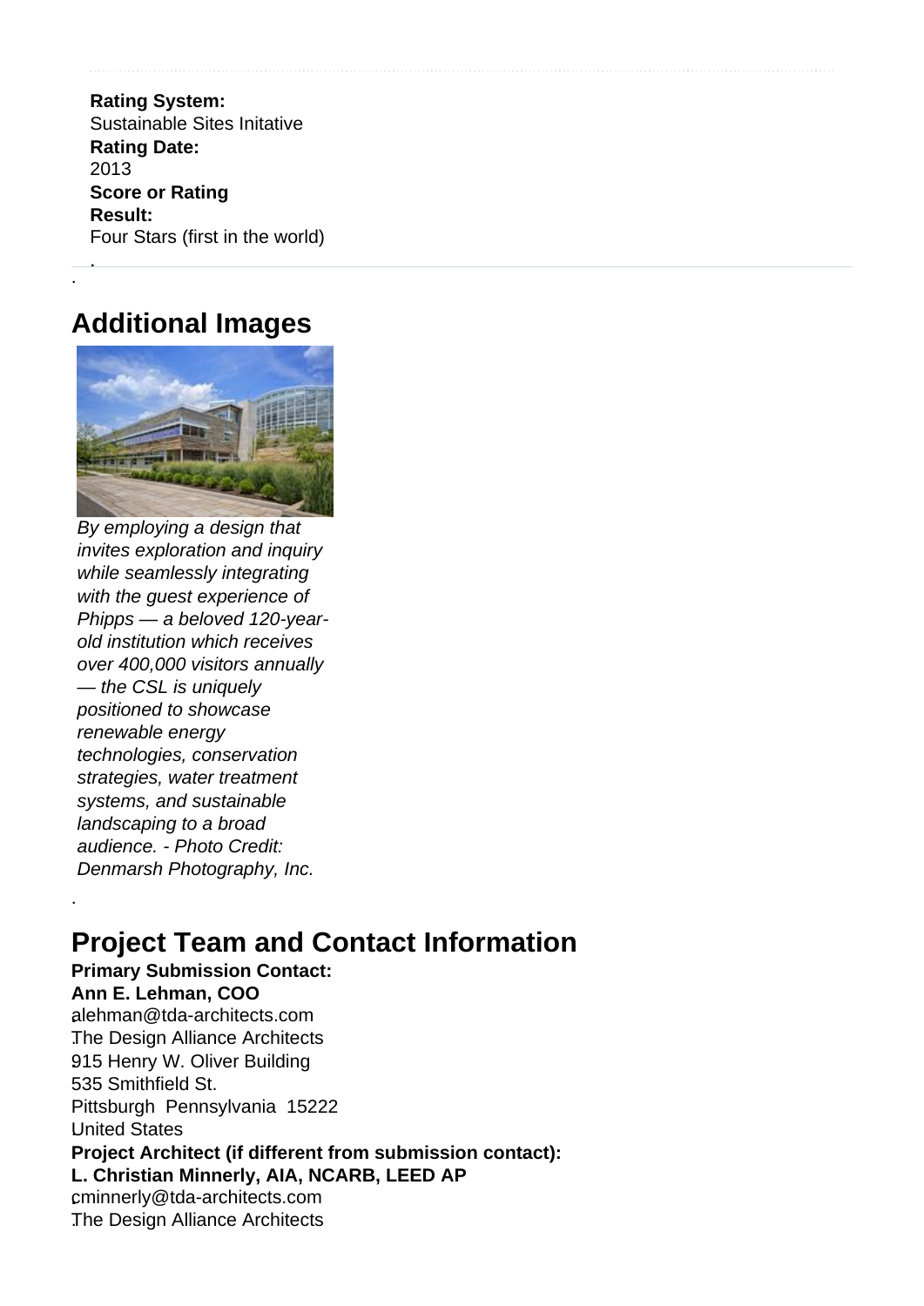**Rating System:**
Sustainable Sites Initative
**Rating Date:**
2013
**Score or Rating Result:**
Four Stars (first in the world)

## Additional Images

*By employing a design that invites exploration and inquiry while seamlessly integrating with the guest experience of Phipps — a beloved 120-year-old institution which receives over 400,000 visitors annually — the CSL is uniquely positioned to showcase renewable energy technologies, conservation strategies, water treatment systems, and sustainable landscaping to a broad audience. - Photo Credit: Denmarsh Photography, Inc.*

## Project Team and Contact Information

**Primary Submission Contact:**
**Ann E. Lehman, COO**
alehman@tda-architects.com
The Design Alliance Architects
915 Henry W. Oliver Building
535 Smithfield St.
Pittsburgh Pennsylvania 15222
United States
**Project Architect (if different from submission contact):**
**L. Christian Minnerly, AIA, NCARB, LEED AP**
cminnerly@tda-architects.com
The Design Alliance Architects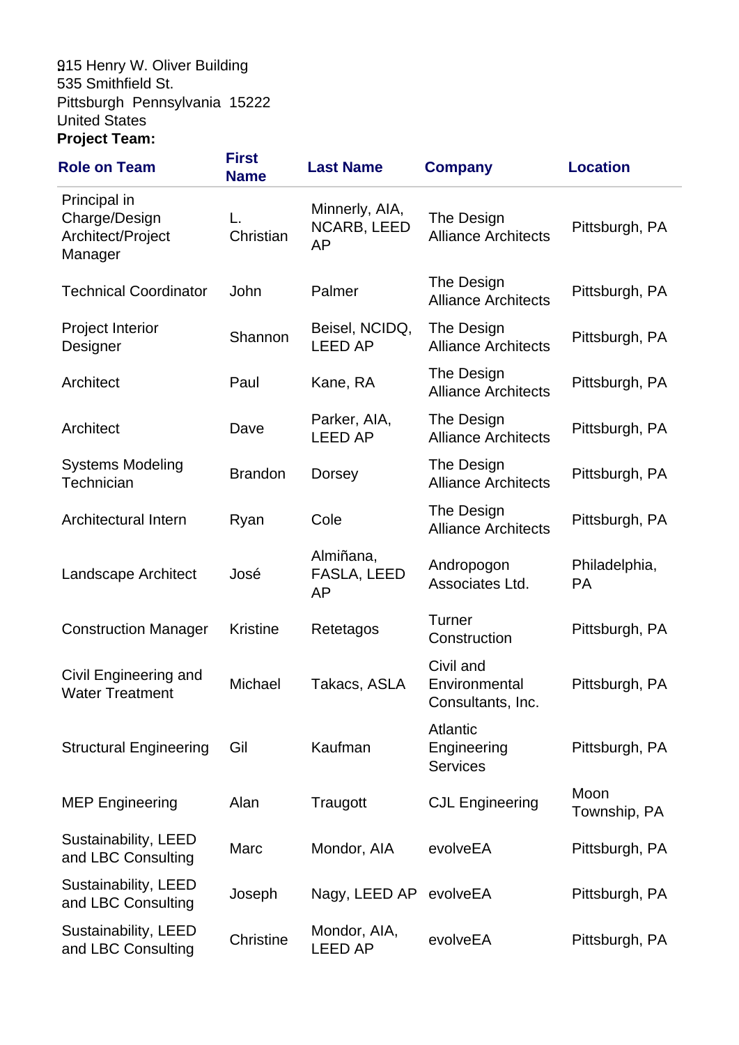915 Henry W. Oliver Building
535 Smithfield St.
Pittsburgh Pennsylvania 15222
United States

**Project Team:**

| Role on Team | First Name | Last Name | Company | Location |
|---|---|---|---|---|
| Principal in Charge/Design Architect/Project Manager | L. Christian | Minnerly, AIA, NCARB, LEED AP | The Design Alliance Architects | Pittsburgh, PA |
| Technical Coordinator | John | Palmer | The Design Alliance Architects | Pittsburgh, PA |
| Project Interior Designer | Shannon | Beisel, NCIDQ, LEED AP | The Design Alliance Architects | Pittsburgh, PA |
| Architect | Paul | Kane, RA | The Design Alliance Architects | Pittsburgh, PA |
| Architect | Dave | Parker, AIA, LEED AP | The Design Alliance Architects | Pittsburgh, PA |
| Systems Modeling Technician | Brandon | Dorsey | The Design Alliance Architects | Pittsburgh, PA |
| Architectural Intern | Ryan | Cole | The Design Alliance Architects | Pittsburgh, PA |
| Landscape Architect | José | Almiñana, FASLA, LEED AP | Andropogon Associates Ltd. | Philadelphia, PA |
| Construction Manager | Kristine | Retetagos | Turner Construction | Pittsburgh, PA |
| Civil Engineering and Water Treatment | Michael | Takacs, ASLA | Civil and Environmental Consultants, Inc. | Pittsburgh, PA |
| Structural Engineering | Gil | Kaufman | Atlantic Engineering Services | Pittsburgh, PA |
| MEP Engineering | Alan | Traugott | CJL Engineering | Moon Township, PA |
| Sustainability, LEED and LBC Consulting | Marc | Mondor, AIA | evolveEA | Pittsburgh, PA |
| Sustainability, LEED and LBC Consulting | Joseph | Nagy, LEED AP | evolveEA | Pittsburgh, PA |
| Sustainability, LEED and LBC Consulting | Christine | Mondor, AIA, LEED AP | evolveEA | Pittsburgh, PA |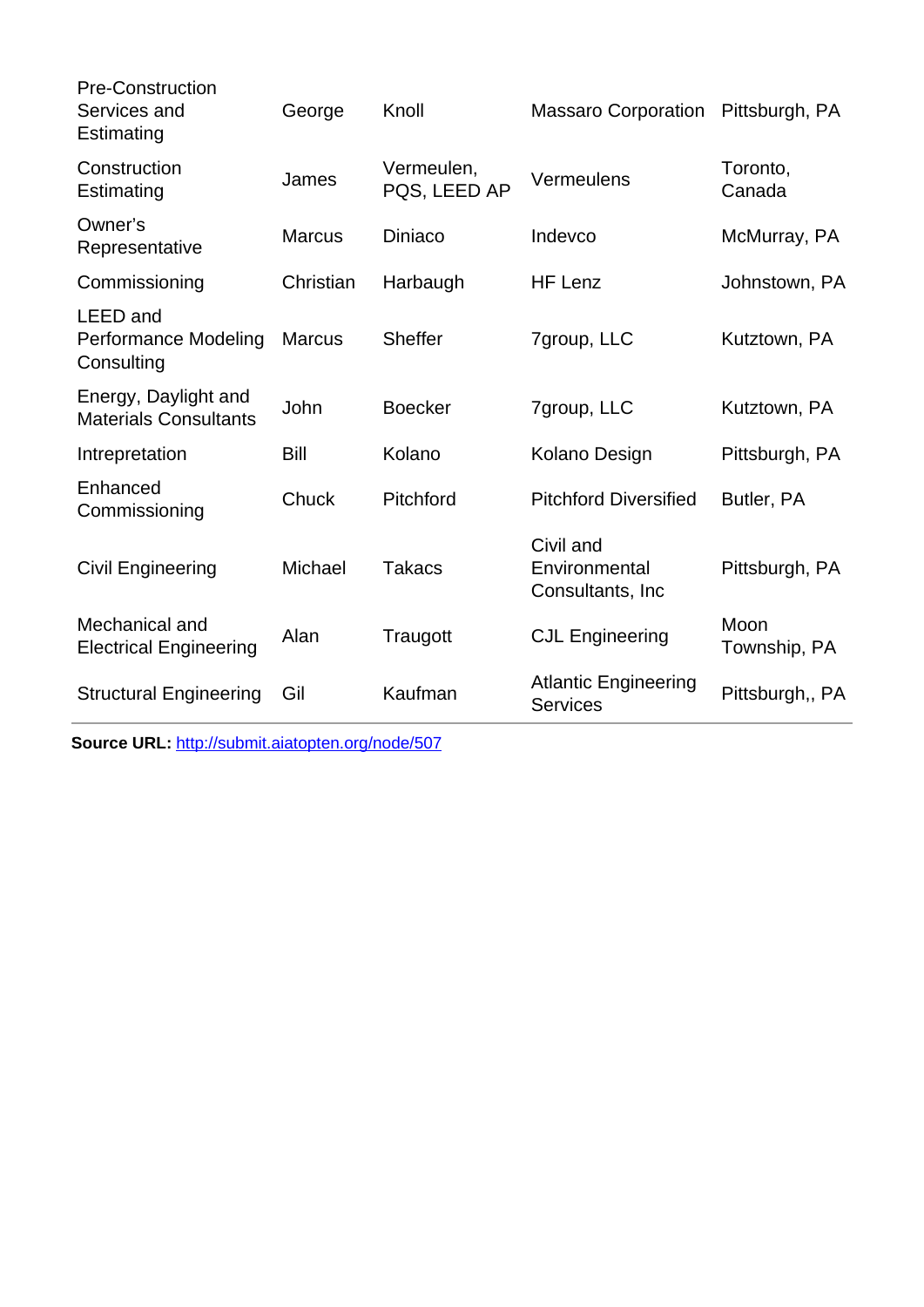| | | | | |
|---|---|---|---|---|
| Pre-Construction Services and Estimating | George | Knoll | Massaro Corporation | Pittsburgh, PA |
| Construction Estimating | James | Vermeulen, PQS, LEED AP | Vermeulens | Toronto, Canada |
| Owner's Representative | Marcus | Diniaco | Indevco | McMurray, PA |
| Commissioning | Christian | Harbaugh | HF Lenz | Johnstown, PA |
| LEED and Performance Modeling Consulting | Marcus | Sheffer | 7group, LLC | Kutztown, PA |
| Energy, Daylight and Materials Consultants | John | Boecker | 7group, LLC | Kutztown, PA |
| Intrepretation | Bill | Kolano | Kolano Design | Pittsburgh, PA |
| Enhanced Commissioning | Chuck | Pitchford | Pitchford Diversified | Butler, PA |
| Civil Engineering | Michael | Takacs | Civil and Environmental Consultants, Inc | Pittsburgh, PA |
| Mechanical and Electrical Engineering | Alan | Traugott | CJL Engineering | Moon Township, PA |
| Structural Engineering | Gil | Kaufman | Atlantic Engineering Services | Pittsburgh,, PA |

**Source URL:** http://submit.aiatopten.org/node/507